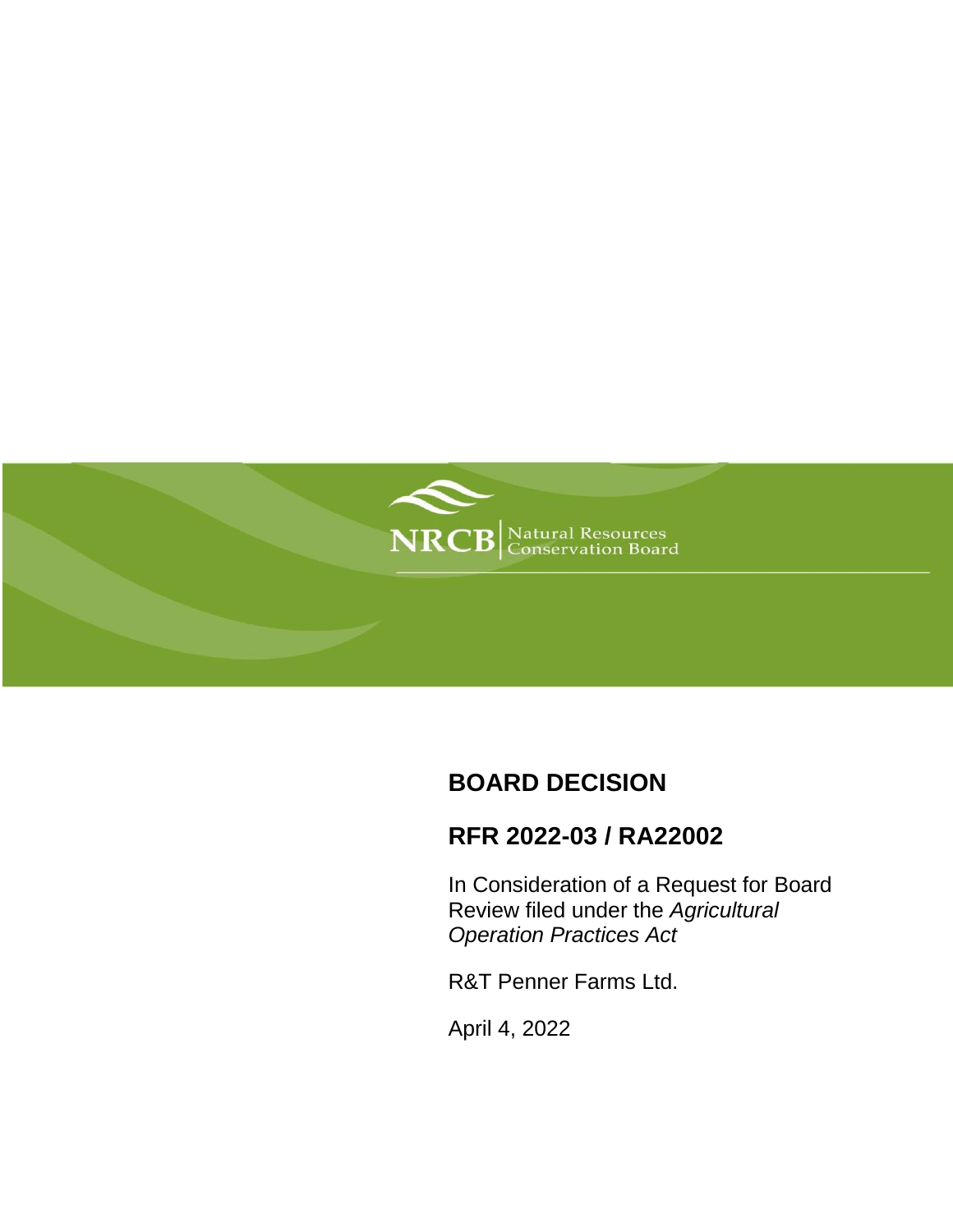NRCB | Natural Resources Conservation Board

# BOARD DECISION

## RFR 2022-03 / RA22002

In Consideration of a Request for Board Review filed under the *Agricultural Operation Practices Act*

R&T Penner Farms Ltd.

April 4, 2022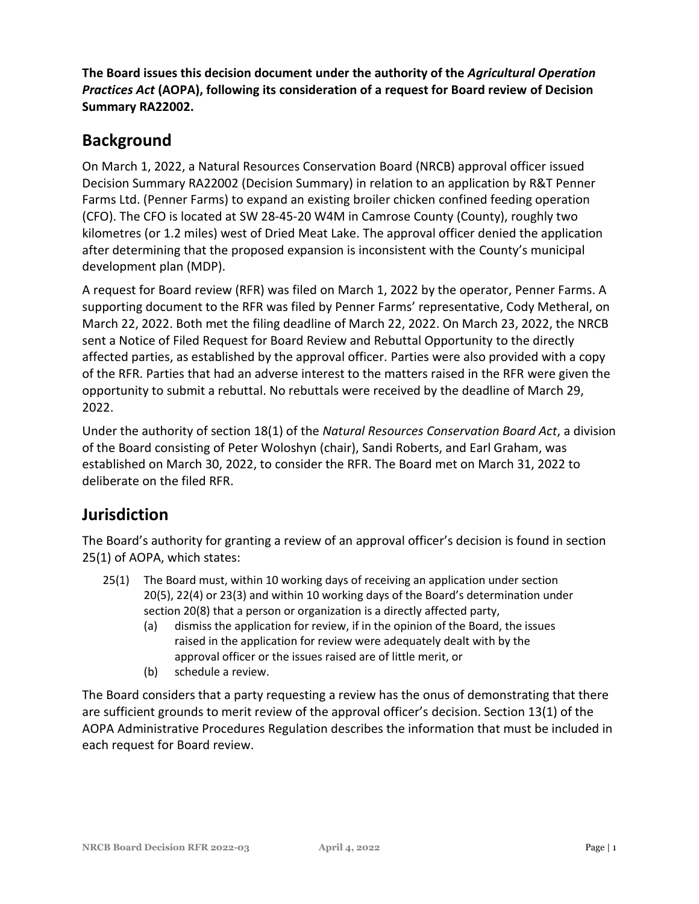**The Board issues this decision document under the authority of the *Agricultural Operation Practices Act* (AOPA), following its consideration of a request for Board review of Decision Summary RA22002.**

## Background

On March 1, 2022, a Natural Resources Conservation Board (NRCB) approval officer issued Decision Summary RA22002 (Decision Summary) in relation to an application by R&T Penner Farms Ltd. (Penner Farms) to expand an existing broiler chicken confined feeding operation (CFO). The CFO is located at SW 28-45-20 W4M in Camrose County (County), roughly two kilometres (or 1.2 miles) west of Dried Meat Lake. The approval officer denied the application after determining that the proposed expansion is inconsistent with the County's municipal development plan (MDP).

A request for Board review (RFR) was filed on March 1, 2022 by the operator, Penner Farms. A supporting document to the RFR was filed by Penner Farms' representative, Cody Metheral, on March 22, 2022. Both met the filing deadline of March 22, 2022. On March 23, 2022, the NRCB sent a Notice of Filed Request for Board Review and Rebuttal Opportunity to the directly affected parties, as established by the approval officer. Parties were also provided with a copy of the RFR. Parties that had an adverse interest to the matters raised in the RFR were given the opportunity to submit a rebuttal. No rebuttals were received by the deadline of March 29, 2022.

Under the authority of section 18(1) of the *Natural Resources Conservation Board Act*, a division of the Board consisting of Peter Woloshyn (chair), Sandi Roberts, and Earl Graham, was established on March 30, 2022, to consider the RFR. The Board met on March 31, 2022 to deliberate on the filed RFR.

## Jurisdiction

The Board's authority for granting a review of an approval officer's decision is found in section 25(1) of AOPA, which states:

> 25(1) The Board must, within 10 working days of receiving an application under section 20(5), 22(4) or 23(3) and within 10 working days of the Board's determination under section 20(8) that a person or organization is a directly affected party,
>
> (a) dismiss the application for review, if in the opinion of the Board, the issues raised in the application for review were adequately dealt with by the approval officer or the issues raised are of little merit, or
>
> (b) schedule a review.

The Board considers that a party requesting a review has the onus of demonstrating that there are sufficient grounds to merit review of the approval officer's decision. Section 13(1) of the AOPA Administrative Procedures Regulation describes the information that must be included in each request for Board review.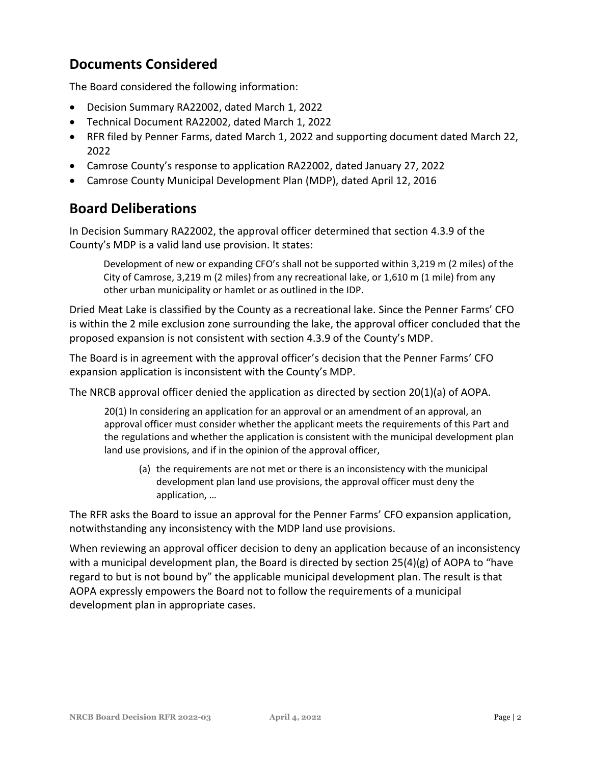## Documents Considered

The Board considered the following information:

- Decision Summary RA22002, dated March 1, 2022
- Technical Document RA22002, dated March 1, 2022
- RFR filed by Penner Farms, dated March 1, 2022 and supporting document dated March 22, 2022
- Camrose County's response to application RA22002, dated January 27, 2022
- Camrose County Municipal Development Plan (MDP), dated April 12, 2016

## Board Deliberations

In Decision Summary RA22002, the approval officer determined that section 4.3.9 of the County's MDP is a valid land use provision. It states:

> Development of new or expanding CFO's shall not be supported within 3,219 m (2 miles) of the City of Camrose, 3,219 m (2 miles) from any recreational lake, or 1,610 m (1 mile) from any other urban municipality or hamlet or as outlined in the IDP.

Dried Meat Lake is classified by the County as a recreational lake. Since the Penner Farms' CFO is within the 2 mile exclusion zone surrounding the lake, the approval officer concluded that the proposed expansion is not consistent with section 4.3.9 of the County's MDP.

The Board is in agreement with the approval officer's decision that the Penner Farms' CFO expansion application is inconsistent with the County's MDP.

The NRCB approval officer denied the application as directed by section 20(1)(a) of AOPA.

> 20(1) In considering an application for an approval or an amendment of an approval, an approval officer must consider whether the applicant meets the requirements of this Part and the regulations and whether the application is consistent with the municipal development plan land use provisions, and if in the opinion of the approval officer,
>
> (a) the requirements are not met or there is an inconsistency with the municipal development plan land use provisions, the approval officer must deny the application, …

The RFR asks the Board to issue an approval for the Penner Farms' CFO expansion application, notwithstanding any inconsistency with the MDP land use provisions.

When reviewing an approval officer decision to deny an application because of an inconsistency with a municipal development plan, the Board is directed by section 25(4)(g) of AOPA to "have regard to but is not bound by" the applicable municipal development plan. The result is that AOPA expressly empowers the Board not to follow the requirements of a municipal development plan in appropriate cases.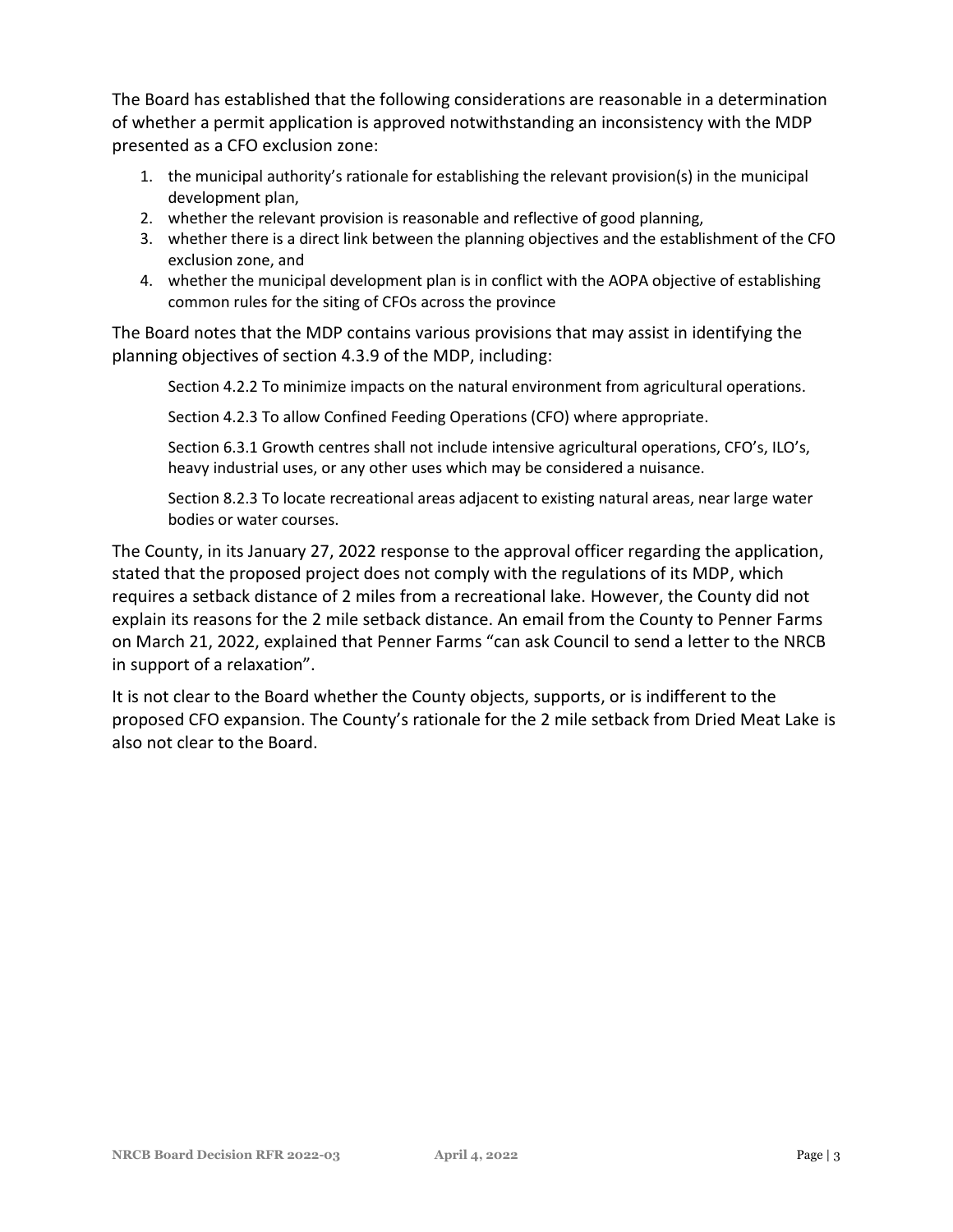The Board has established that the following considerations are reasonable in a determination of whether a permit application is approved notwithstanding an inconsistency with the MDP presented as a CFO exclusion zone:

1. the municipal authority's rationale for establishing the relevant provision(s) in the municipal development plan,
2. whether the relevant provision is reasonable and reflective of good planning,
3. whether there is a direct link between the planning objectives and the establishment of the CFO exclusion zone, and
4. whether the municipal development plan is in conflict with the AOPA objective of establishing common rules for the siting of CFOs across the province

The Board notes that the MDP contains various provisions that may assist in identifying the planning objectives of section 4.3.9 of the MDP, including:

> Section 4.2.2 To minimize impacts on the natural environment from agricultural operations.
>
> Section 4.2.3 To allow Confined Feeding Operations (CFO) where appropriate.
>
> Section 6.3.1 Growth centres shall not include intensive agricultural operations, CFO's, ILO's, heavy industrial uses, or any other uses which may be considered a nuisance.
>
> Section 8.2.3 To locate recreational areas adjacent to existing natural areas, near large water bodies or water courses.

The County, in its January 27, 2022 response to the approval officer regarding the application, stated that the proposed project does not comply with the regulations of its MDP, which requires a setback distance of 2 miles from a recreational lake. However, the County did not explain its reasons for the 2 mile setback distance. An email from the County to Penner Farms on March 21, 2022, explained that Penner Farms "can ask Council to send a letter to the NRCB in support of a relaxation".

It is not clear to the Board whether the County objects, supports, or is indifferent to the proposed CFO expansion. The County's rationale for the 2 mile setback from Dried Meat Lake is also not clear to the Board.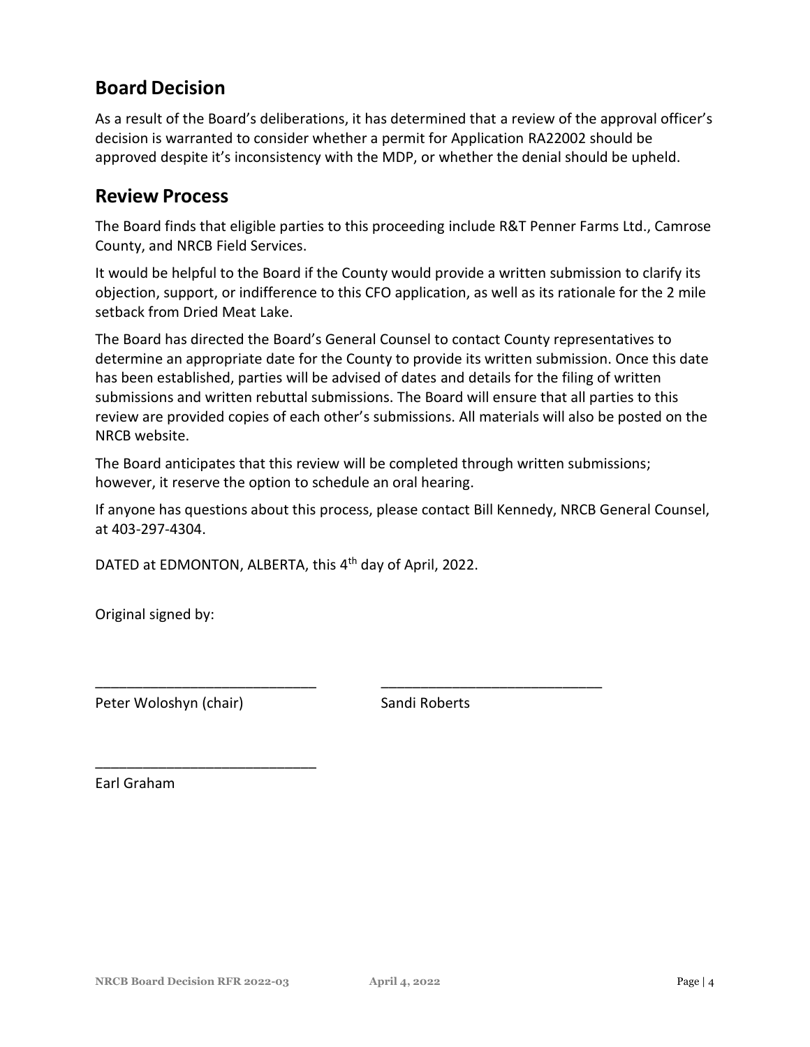## Board Decision

As a result of the Board's deliberations, it has determined that a review of the approval officer's decision is warranted to consider whether a permit for Application RA22002 should be approved despite it's inconsistency with the MDP, or whether the denial should be upheld.

## Review Process

The Board finds that eligible parties to this proceeding include R&T Penner Farms Ltd., Camrose County, and NRCB Field Services.

It would be helpful to the Board if the County would provide a written submission to clarify its objection, support, or indifference to this CFO application, as well as its rationale for the 2 mile setback from Dried Meat Lake.

The Board has directed the Board's General Counsel to contact County representatives to determine an appropriate date for the County to provide its written submission. Once this date has been established, parties will be advised of dates and details for the filing of written submissions and written rebuttal submissions. The Board will ensure that all parties to this review are provided copies of each other's submissions. All materials will also be posted on the NRCB website.

The Board anticipates that this review will be completed through written submissions; however, it reserve the option to schedule an oral hearing.

If anyone has questions about this process, please contact Bill Kennedy, NRCB General Counsel, at 403-297-4304.

DATED at EDMONTON, ALBERTA, this 4th day of April, 2022.

Original signed by:

\_\_\_\_\_\_\_\_\_\_\_\_\_\_\_\_\_\_\_\_\_\_\_\_\_\_\_\_
Peter Woloshyn (chair)

\_\_\_\_\_\_\_\_\_\_\_\_\_\_\_\_\_\_\_\_\_\_\_\_\_\_\_\_
Sandi Roberts

\_\_\_\_\_\_\_\_\_\_\_\_\_\_\_\_\_\_\_\_\_\_\_\_\_\_\_\_
Earl Graham